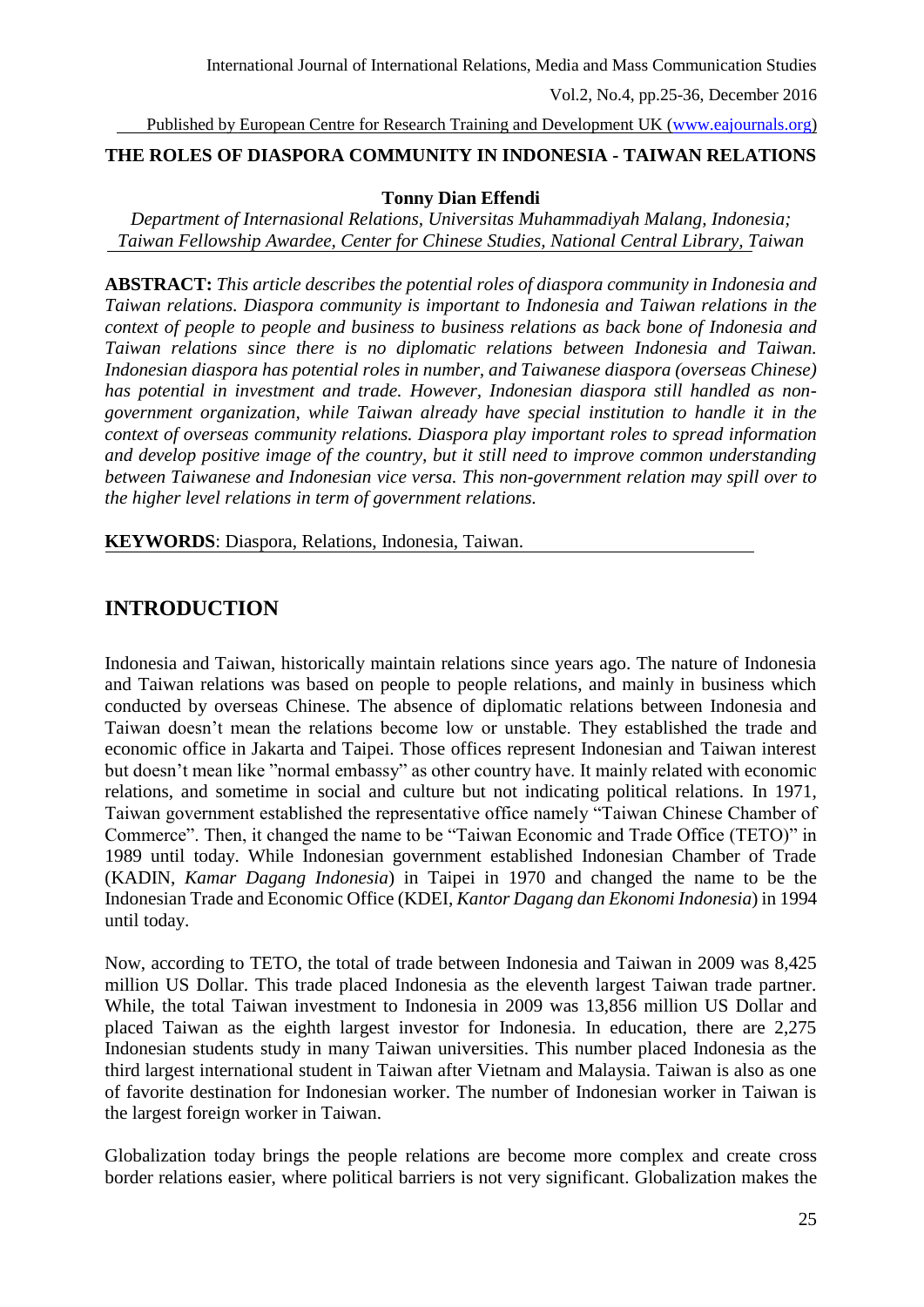# THE ROLES OF DIASPORA COMMUNITY IN INDONESIA - TAIWAN RELATIONS

**Tonny Dian Effendi**

*Department of Internasional Relations, Universitas Muhammadiyah Malang, Indonesia; Taiwan Fellowship Awardee, Center for Chinese Studies, National Central Library, Taiwan*

**ABSTRACT:** *This article describes the potential roles of diaspora community in Indonesia and Taiwan relations. Diaspora community is important to Indonesia and Taiwan relations in the context of people to people and business to business relations as back bone of Indonesia and Taiwan relations since there is no diplomatic relations between Indonesia and Taiwan. Indonesian diaspora has potential roles in number, and Taiwanese diaspora (overseas Chinese) has potential in investment and trade. However, Indonesian diaspora still handled as non-government organization, while Taiwan already have special institution to handle it in the context of overseas community relations. Diaspora play important roles to spread information and develop positive image of the country, but it still need to improve common understanding between Taiwanese and Indonesian vice versa. This non-government relation may spill over to the higher level relations in term of government relations.*

**KEYWORDS**: Diaspora, Relations, Indonesia, Taiwan.

## INTRODUCTION

Indonesia and Taiwan, historically maintain relations since years ago. The nature of Indonesia and Taiwan relations was based on people to people relations, and mainly in business which conducted by overseas Chinese. The absence of diplomatic relations between Indonesia and Taiwan doesn't mean the relations become low or unstable. They established the trade and economic office in Jakarta and Taipei. Those offices represent Indonesian and Taiwan interest but doesn't mean like "normal embassy" as other country have. It mainly related with economic relations, and sometime in social and culture but not indicating political relations. In 1971, Taiwan government established the representative office namely "Taiwan Chinese Chamber of Commerce". Then, it changed the name to be "Taiwan Economic and Trade Office (TETO)" in 1989 until today. While Indonesian government established Indonesian Chamber of Trade (KADIN, *Kamar Dagang Indonesia*) in Taipei in 1970 and changed the name to be the Indonesian Trade and Economic Office (KDEI, *Kantor Dagang dan Ekonomi Indonesia*) in 1994 until today.

Now, according to TETO, the total of trade between Indonesia and Taiwan in 2009 was 8,425 million US Dollar. This trade placed Indonesia as the eleventh largest Taiwan trade partner. While, the total Taiwan investment to Indonesia in 2009 was 13,856 million US Dollar and placed Taiwan as the eighth largest investor for Indonesia. In education, there are 2,275 Indonesian students study in many Taiwan universities. This number placed Indonesia as the third largest international student in Taiwan after Vietnam and Malaysia. Taiwan is also as one of favorite destination for Indonesian worker. The number of Indonesian worker in Taiwan is the largest foreign worker in Taiwan.

Globalization today brings the people relations are become more complex and create cross border relations easier, where political barriers is not very significant. Globalization makes the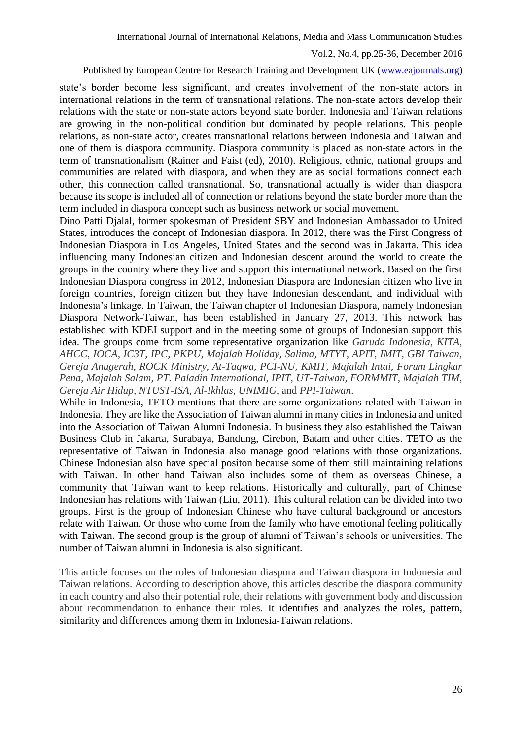state's border become less significant, and creates involvement of the non-state actors in international relations in the term of transnational relations. The non-state actors develop their relations with the state or non-state actors beyond state border. Indonesia and Taiwan relations are growing in the non-political condition but dominated by people relations. This people relations, as non-state actor, creates transnational relations between Indonesia and Taiwan and one of them is diaspora community. Diaspora community is placed as non-state actors in the term of transnationalism (Rainer and Faist (ed), 2010). Religious, ethnic, national groups and communities are related with diaspora, and when they are as social formations connect each other, this connection called transnational. So, transnational actually is wider than diaspora because its scope is included all of connection or relations beyond the state border more than the term included in diaspora concept such as business network or social movement.

Dino Patti Djalal, former spokesman of President SBY and Indonesian Ambassador to United States, introduces the concept of Indonesian diaspora. In 2012, there was the First Congress of Indonesian Diaspora in Los Angeles, United States and the second was in Jakarta. This idea influencing many Indonesian citizen and Indonesian descent around the world to create the groups in the country where they live and support this international network. Based on the first Indonesian Diaspora congress in 2012, Indonesian Diaspora are Indonesian citizen who live in foreign countries, foreign citizen but they have Indonesian descendant, and individual with Indonesia's linkage. In Taiwan, the Taiwan chapter of Indonesian Diaspora, namely Indonesian Diaspora Network-Taiwan, has been established in January 27, 2013. This network has established with KDEI support and in the meeting some of groups of Indonesian support this idea. The groups come from some representative organization like *Garuda Indonesia, KITA, AHCC, IOCA, IC3T, IPC, PKPU, Majalah Holiday, Salima, MTYT, APIT, IMIT, GBI Taiwan, Gereja Anugerah, ROCK Ministry, At-Taqwa, PCI-NU, KMIT, Majalah Intai, Forum Lingkar Pena, Majalah Salam, PT. Paladin International, IPIT, UT-Taiwan, FORMMIT, Majalah TIM, Gereja Air Hidup, NTUST-ISA, Al-Ikhlas, UNIMIG,* and *PPI-Taiwan*.

While in Indonesia, TETO mentions that there are some organizations related with Taiwan in Indonesia. They are like the Association of Taiwan alumni in many cities in Indonesia and united into the Association of Taiwan Alumni Indonesia. In business they also established the Taiwan Business Club in Jakarta, Surabaya, Bandung, Cirebon, Batam and other cities. TETO as the representative of Taiwan in Indonesia also manage good relations with those organizations. Chinese Indonesian also have special positon because some of them still maintaining relations with Taiwan. In other hand Taiwan also includes some of them as overseas Chinese, a community that Taiwan want to keep relations. Historically and culturally, part of Chinese Indonesian has relations with Taiwan (Liu, 2011). This cultural relation can be divided into two groups. First is the group of Indonesian Chinese who have cultural background or ancestors relate with Taiwan. Or those who come from the family who have emotional feeling politically with Taiwan. The second group is the group of alumni of Taiwan's schools or universities. The number of Taiwan alumni in Indonesia is also significant.

This article focuses on the roles of Indonesian diaspora and Taiwan diaspora in Indonesia and Taiwan relations. According to description above, this articles describe the diaspora community in each country and also their potential role, their relations with government body and discussion about recommendation to enhance their roles. It identifies and analyzes the roles, pattern, similarity and differences among them in Indonesia-Taiwan relations.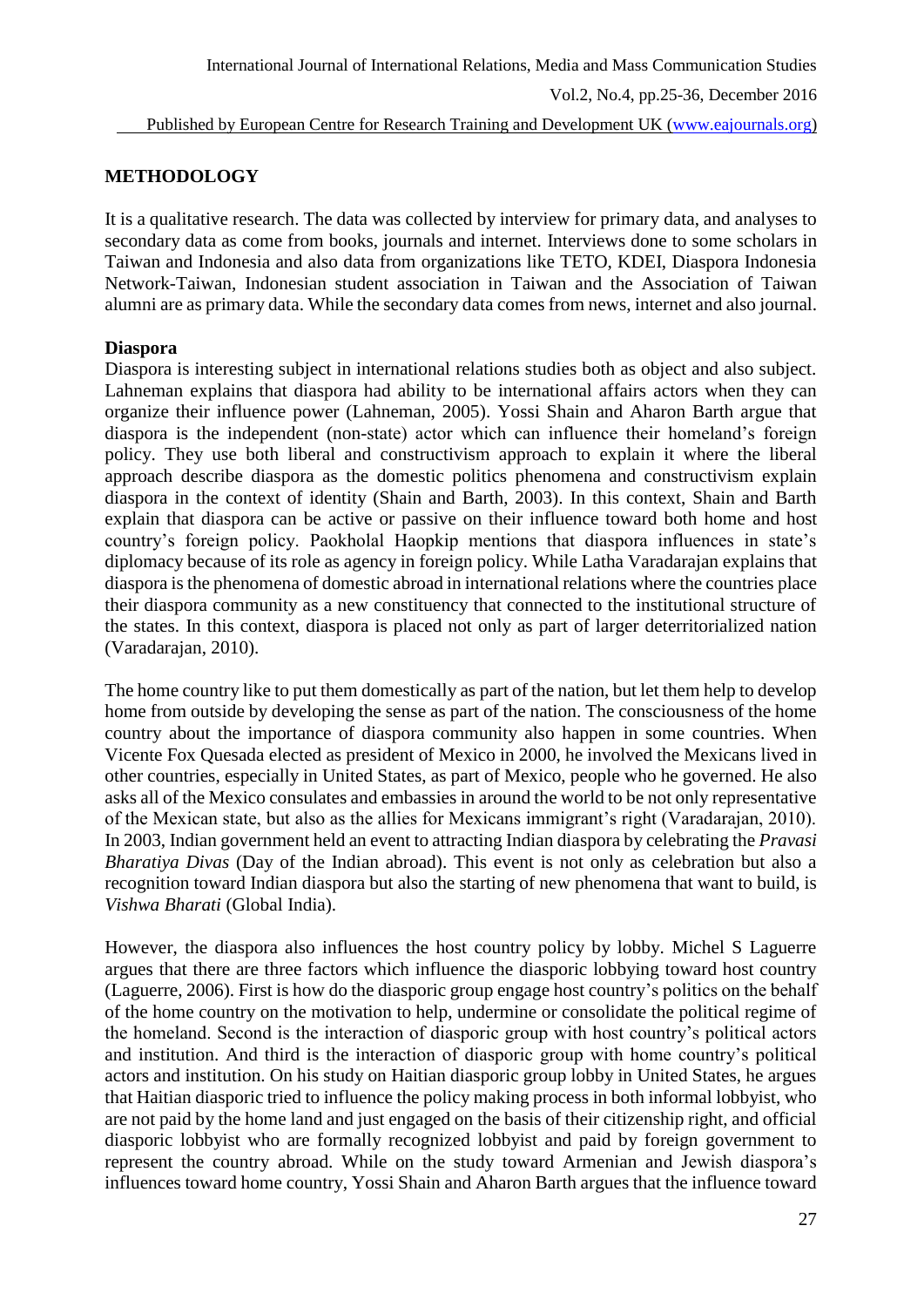## METHODOLOGY

It is a qualitative research. The data was collected by interview for primary data, and analyses to secondary data as come from books, journals and internet. Interviews done to some scholars in Taiwan and Indonesia and also data from organizations like TETO, KDEI, Diaspora Indonesia Network-Taiwan, Indonesian student association in Taiwan and the Association of Taiwan alumni are as primary data. While the secondary data comes from news, internet and also journal.

### Diaspora

Diaspora is interesting subject in international relations studies both as object and also subject. Lahneman explains that diaspora had ability to be international affairs actors when they can organize their influence power (Lahneman, 2005). Yossi Shain and Aharon Barth argue that diaspora is the independent (non-state) actor which can influence their homeland's foreign policy. They use both liberal and constructivism approach to explain it where the liberal approach describe diaspora as the domestic politics phenomena and constructivism explain diaspora in the context of identity (Shain and Barth, 2003). In this context, Shain and Barth explain that diaspora can be active or passive on their influence toward both home and host country's foreign policy. Paokholal Haopkip mentions that diaspora influences in state's diplomacy because of its role as agency in foreign policy. While Latha Varadarajan explains that diaspora is the phenomena of domestic abroad in international relations where the countries place their diaspora community as a new constituency that connected to the institutional structure of the states. In this context, diaspora is placed not only as part of larger deterritorialized nation (Varadarajan, 2010).

The home country like to put them domestically as part of the nation, but let them help to develop home from outside by developing the sense as part of the nation. The consciousness of the home country about the importance of diaspora community also happen in some countries. When Vicente Fox Quesada elected as president of Mexico in 2000, he involved the Mexicans lived in other countries, especially in United States, as part of Mexico, people who he governed. He also asks all of the Mexico consulates and embassies in around the world to be not only representative of the Mexican state, but also as the allies for Mexicans immigrant's right (Varadarajan, 2010). In 2003, Indian government held an event to attracting Indian diaspora by celebrating the *Pravasi Bharatiya Divas* (Day of the Indian abroad). This event is not only as celebration but also a recognition toward Indian diaspora but also the starting of new phenomena that want to build, is *Vishwa Bharati* (Global India).

However, the diaspora also influences the host country policy by lobby. Michel S Laguerre argues that there are three factors which influence the diasporic lobbying toward host country (Laguerre, 2006). First is how do the diasporic group engage host country's politics on the behalf of the home country on the motivation to help, undermine or consolidate the political regime of the homeland. Second is the interaction of diasporic group with host country's political actors and institution. And third is the interaction of diasporic group with home country's political actors and institution. On his study on Haitian diasporic group lobby in United States, he argues that Haitian diasporic tried to influence the policy making process in both informal lobbyist, who are not paid by the home land and just engaged on the basis of their citizenship right, and official diasporic lobbyist who are formally recognized lobbyist and paid by foreign government to represent the country abroad. While on the study toward Armenian and Jewish diaspora's influences toward home country, Yossi Shain and Aharon Barth argues that the influence toward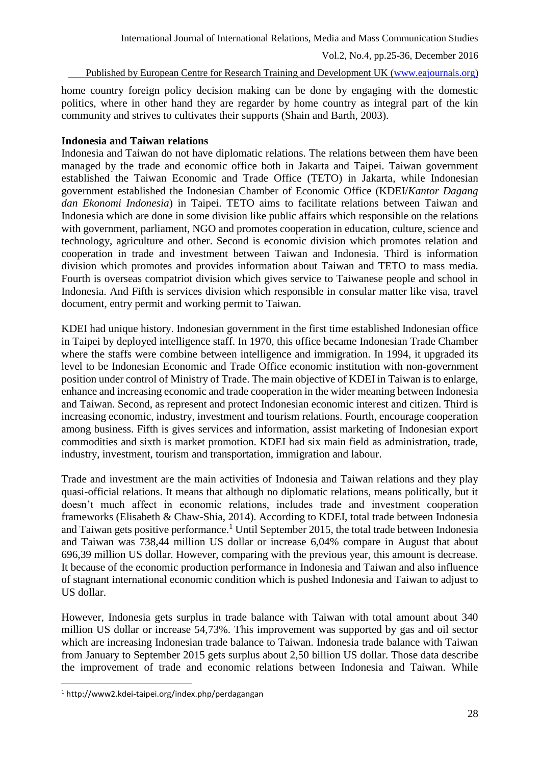home country foreign policy decision making can be done by engaging with the domestic politics, where in other hand they are regarder by home country as integral part of the kin community and strives to cultivates their supports (Shain and Barth, 2003).

**Indonesia and Taiwan relations**

Indonesia and Taiwan do not have diplomatic relations. The relations between them have been managed by the trade and economic office both in Jakarta and Taipei. Taiwan government established the Taiwan Economic and Trade Office (TETO) in Jakarta, while Indonesian government established the Indonesian Chamber of Economic Office (KDEI/*Kantor Dagang dan Ekonomi Indonesia*) in Taipei. TETO aims to facilitate relations between Taiwan and Indonesia which are done in some division like public affairs which responsible on the relations with government, parliament, NGO and promotes cooperation in education, culture, science and technology, agriculture and other. Second is economic division which promotes relation and cooperation in trade and investment between Taiwan and Indonesia. Third is information division which promotes and provides information about Taiwan and TETO to mass media. Fourth is overseas compatriot division which gives service to Taiwanese people and school in Indonesia. And Fifth is services division which responsible in consular matter like visa, travel document, entry permit and working permit to Taiwan.

KDEI had unique history. Indonesian government in the first time established Indonesian office in Taipei by deployed intelligence staff. In 1970, this office became Indonesian Trade Chamber where the staffs were combine between intelligence and immigration. In 1994, it upgraded its level to be Indonesian Economic and Trade Office economic institution with non-government position under control of Ministry of Trade. The main objective of KDEI in Taiwan is to enlarge, enhance and increasing economic and trade cooperation in the wider meaning between Indonesia and Taiwan. Second, as represent and protect Indonesian economic interest and citizen. Third is increasing economic, industry, investment and tourism relations. Fourth, encourage cooperation among business. Fifth is gives services and information, assist marketing of Indonesian export commodities and sixth is market promotion. KDEI had six main field as administration, trade, industry, investment, tourism and transportation, immigration and labour.

Trade and investment are the main activities of Indonesia and Taiwan relations and they play quasi-official relations. It means that although no diplomatic relations, means politically, but it doesn't much affect in economic relations, includes trade and investment cooperation frameworks (Elisabeth & Chaw-Shia, 2014). According to KDEI, total trade between Indonesia and Taiwan gets positive performance.[1] Until September 2015, the total trade between Indonesia and Taiwan was 738,44 million US dollar or increase 6,04% compare in August that about 696,39 million US dollar. However, comparing with the previous year, this amount is decrease. It because of the economic production performance in Indonesia and Taiwan and also influence of stagnant international economic condition which is pushed Indonesia and Taiwan to adjust to US dollar.

However, Indonesia gets surplus in trade balance with Taiwan with total amount about 340 million US dollar or increase 54,73%. This improvement was supported by gas and oil sector which are increasing Indonesian trade balance to Taiwan. Indonesia trade balance with Taiwan from January to September 2015 gets surplus about 2,50 billion US dollar. Those data describe the improvement of trade and economic relations between Indonesia and Taiwan. While

[1] http://www2.kdei-taipei.org/index.php/perdagangan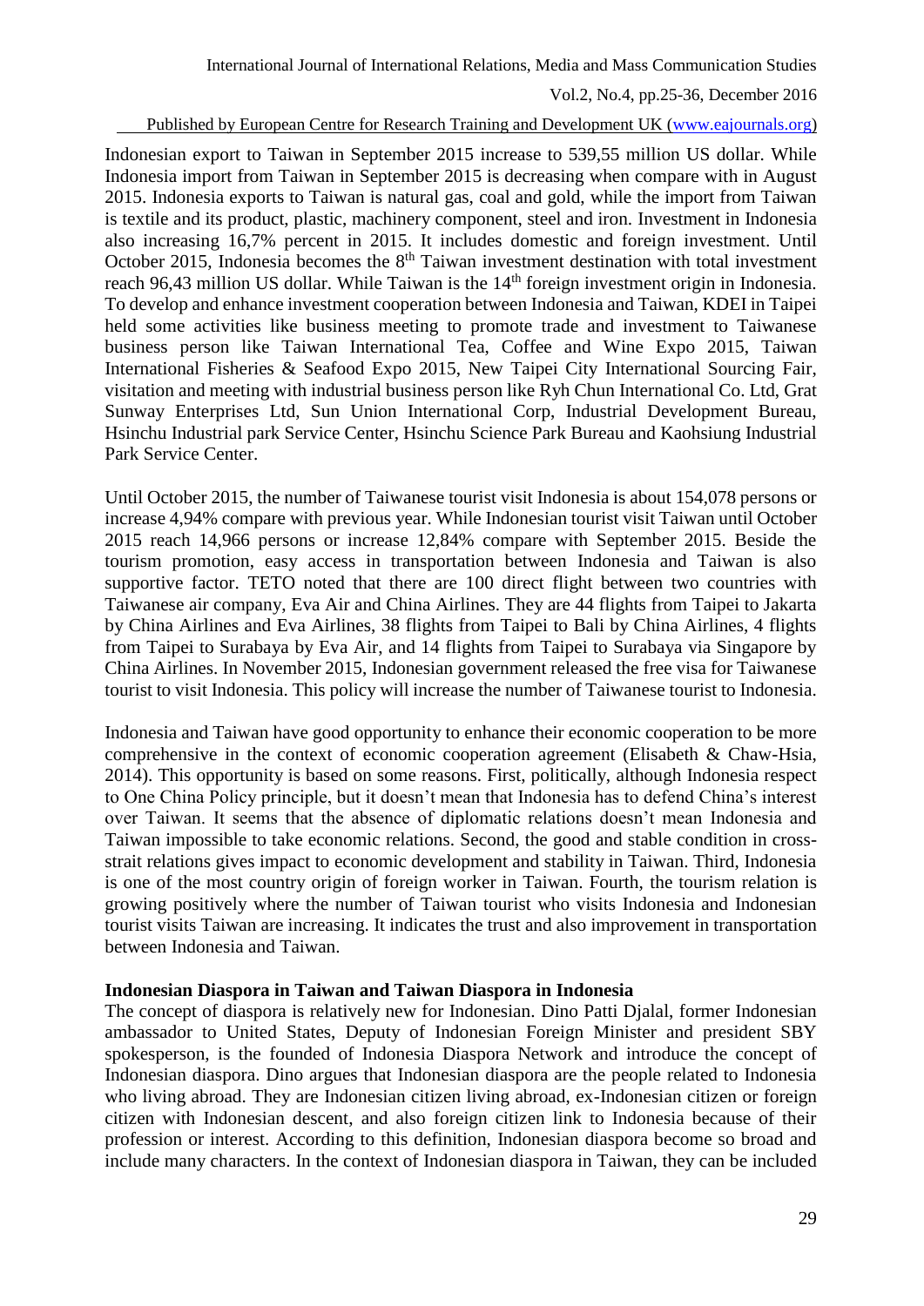Indonesian export to Taiwan in September 2015 increase to 539,55 million US dollar. While Indonesia import from Taiwan in September 2015 is decreasing when compare with in August 2015. Indonesia exports to Taiwan is natural gas, coal and gold, while the import from Taiwan is textile and its product, plastic, machinery component, steel and iron. Investment in Indonesia also increasing 16,7% percent in 2015. It includes domestic and foreign investment. Until October 2015, Indonesia becomes the 8th Taiwan investment destination with total investment reach 96,43 million US dollar. While Taiwan is the 14th foreign investment origin in Indonesia. To develop and enhance investment cooperation between Indonesia and Taiwan, KDEI in Taipei held some activities like business meeting to promote trade and investment to Taiwanese business person like Taiwan International Tea, Coffee and Wine Expo 2015, Taiwan International Fisheries & Seafood Expo 2015, New Taipei City International Sourcing Fair, visitation and meeting with industrial business person like Ryh Chun International Co. Ltd, Grat Sunway Enterprises Ltd, Sun Union International Corp, Industrial Development Bureau, Hsinchu Industrial park Service Center, Hsinchu Science Park Bureau and Kaohsiung Industrial Park Service Center.

Until October 2015, the number of Taiwanese tourist visit Indonesia is about 154,078 persons or increase 4,94% compare with previous year. While Indonesian tourist visit Taiwan until October 2015 reach 14,966 persons or increase 12,84% compare with September 2015. Beside the tourism promotion, easy access in transportation between Indonesia and Taiwan is also supportive factor. TETO noted that there are 100 direct flight between two countries with Taiwanese air company, Eva Air and China Airlines. They are 44 flights from Taipei to Jakarta by China Airlines and Eva Airlines, 38 flights from Taipei to Bali by China Airlines, 4 flights from Taipei to Surabaya by Eva Air, and 14 flights from Taipei to Surabaya via Singapore by China Airlines. In November 2015, Indonesian government released the free visa for Taiwanese tourist to visit Indonesia. This policy will increase the number of Taiwanese tourist to Indonesia.

Indonesia and Taiwan have good opportunity to enhance their economic cooperation to be more comprehensive in the context of economic cooperation agreement (Elisabeth & Chaw-Hsia, 2014). This opportunity is based on some reasons. First, politically, although Indonesia respect to One China Policy principle, but it doesn't mean that Indonesia has to defend China's interest over Taiwan. It seems that the absence of diplomatic relations doesn't mean Indonesia and Taiwan impossible to take economic relations. Second, the good and stable condition in cross-strait relations gives impact to economic development and stability in Taiwan. Third, Indonesia is one of the most country origin of foreign worker in Taiwan. Fourth, the tourism relation is growing positively where the number of Taiwan tourist who visits Indonesia and Indonesian tourist visits Taiwan are increasing. It indicates the trust and also improvement in transportation between Indonesia and Taiwan.

**Indonesian Diaspora in Taiwan and Taiwan Diaspora in Indonesia**

The concept of diaspora is relatively new for Indonesian. Dino Patti Djalal, former Indonesian ambassador to United States, Deputy of Indonesian Foreign Minister and president SBY spokesperson, is the founded of Indonesia Diaspora Network and introduce the concept of Indonesian diaspora. Dino argues that Indonesian diaspora are the people related to Indonesia who living abroad. They are Indonesian citizen living abroad, ex-Indonesian citizen or foreign citizen with Indonesian descent, and also foreign citizen link to Indonesia because of their profession or interest. According to this definition, Indonesian diaspora become so broad and include many characters. In the context of Indonesian diaspora in Taiwan, they can be included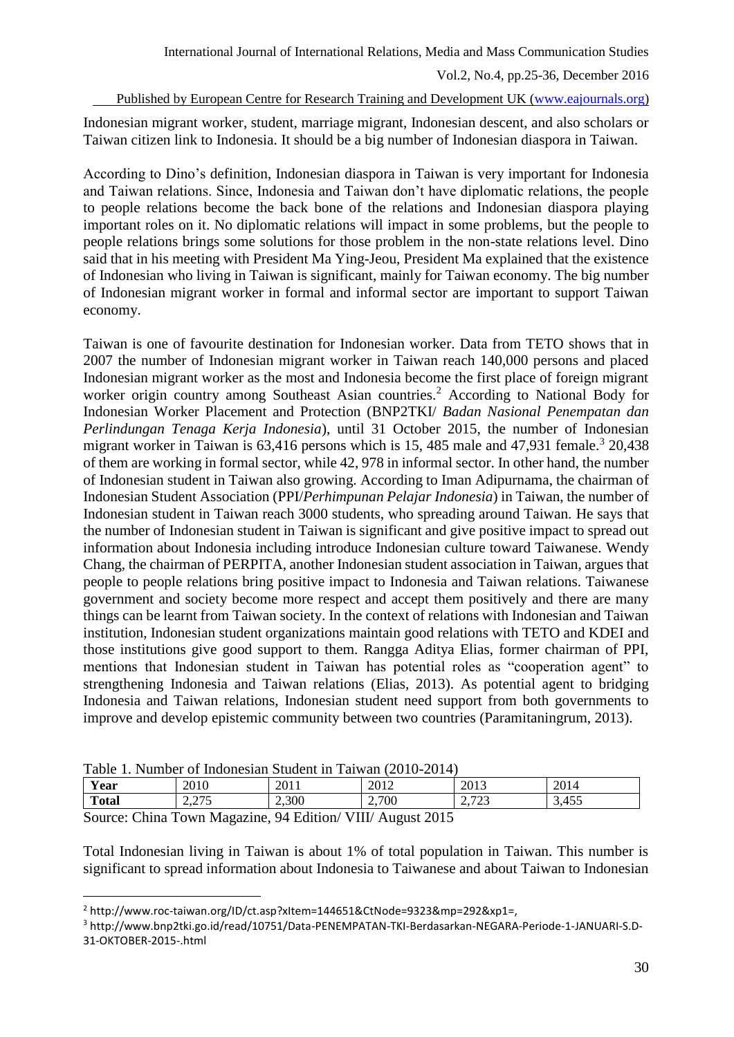Indonesian migrant worker, student, marriage migrant, Indonesian descent, and also scholars or Taiwan citizen link to Indonesia. It should be a big number of Indonesian diaspora in Taiwan.

According to Dino's definition, Indonesian diaspora in Taiwan is very important for Indonesia and Taiwan relations. Since, Indonesia and Taiwan don't have diplomatic relations, the people to people relations become the back bone of the relations and Indonesian diaspora playing important roles on it. No diplomatic relations will impact in some problems, but the people to people relations brings some solutions for those problem in the non-state relations level. Dino said that in his meeting with President Ma Ying-Jeou, President Ma explained that the existence of Indonesian who living in Taiwan is significant, mainly for Taiwan economy. The big number of Indonesian migrant worker in formal and informal sector are important to support Taiwan economy.

Taiwan is one of favourite destination for Indonesian worker. Data from TETO shows that in 2007 the number of Indonesian migrant worker in Taiwan reach 140,000 persons and placed Indonesian migrant worker as the most and Indonesia become the first place of foreign migrant worker origin country among Southeast Asian countries.[2] According to National Body for Indonesian Worker Placement and Protection (BNP2TKI/ *Badan Nasional Penempatan dan Perlindungan Tenaga Kerja Indonesia*), until 31 October 2015, the number of Indonesian migrant worker in Taiwan is 63,416 persons which is 15, 485 male and 47,931 female.[3] 20,438 of them are working in formal sector, while 42, 978 in informal sector. In other hand, the number of Indonesian student in Taiwan also growing. According to Iman Adipurnama, the chairman of Indonesian Student Association (PPI/*Perhimpunan Pelajar Indonesia*) in Taiwan, the number of Indonesian student in Taiwan reach 3000 students, who spreading around Taiwan. He says that the number of Indonesian student in Taiwan is significant and give positive impact to spread out information about Indonesia including introduce Indonesian culture toward Taiwanese. Wendy Chang, the chairman of PERPITA, another Indonesian student association in Taiwan, argues that people to people relations bring positive impact to Indonesia and Taiwan relations. Taiwanese government and society become more respect and accept them positively and there are many things can be learnt from Taiwan society. In the context of relations with Indonesian and Taiwan institution, Indonesian student organizations maintain good relations with TETO and KDEI and those institutions give good support to them. Rangga Aditya Elias, former chairman of PPI, mentions that Indonesian student in Taiwan has potential roles as "cooperation agent" to strengthening Indonesia and Taiwan relations (Elias, 2013). As potential agent to bridging Indonesia and Taiwan relations, Indonesian student need support from both governments to improve and develop epistemic community between two countries (Paramitaningrum, 2013).

Table 1. Number of Indonesian Student in Taiwan (2010-2014)

| **Year** | 2010 | 2011 | 2012 | 2013 | 2014 |
|---|---|---|---|---|---|
| **Total** | 2,275 | 2,300 | 2,700 | 2,723 | 3,455 |

Source: China Town Magazine, 94 Edition/ VIII/ August 2015

Total Indonesian living in Taiwan is about 1% of total population in Taiwan. This number is significant to spread information about Indonesia to Taiwanese and about Taiwan to Indonesian

---

[2] http://www.roc-taiwan.org/ID/ct.asp?xItem=144651&CtNode=9323&mp=292&xp1=,

[3] http://www.bnp2tki.go.id/read/10751/Data-PENEMPATAN-TKI-Berdasarkan-NEGARA-Periode-1-JANUARI-S.D-31-OKTOBER-2015-.html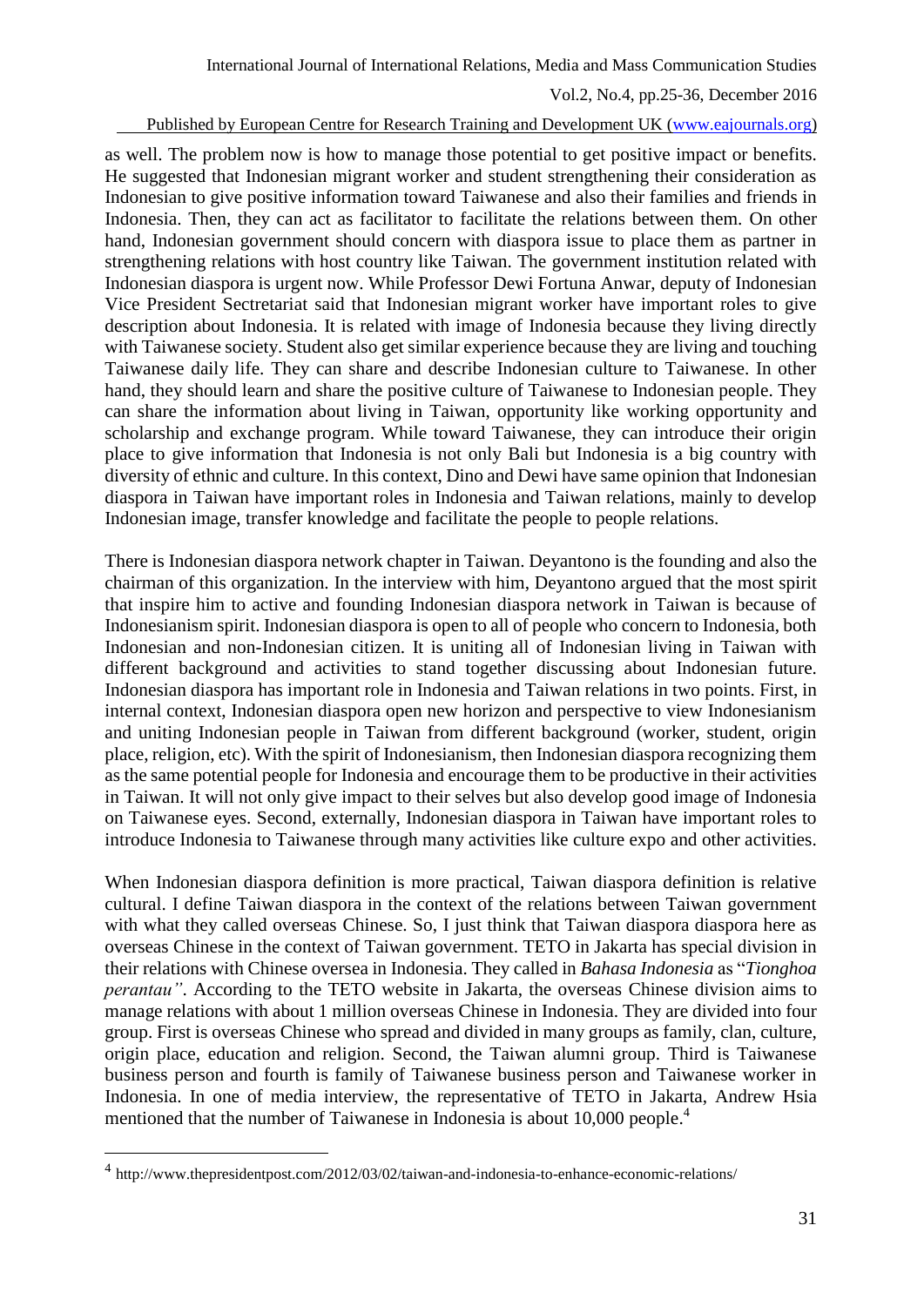as well. The problem now is how to manage those potential to get positive impact or benefits. He suggested that Indonesian migrant worker and student strengthening their consideration as Indonesian to give positive information toward Taiwanese and also their families and friends in Indonesia. Then, they can act as facilitator to facilitate the relations between them. On other hand, Indonesian government should concern with diaspora issue to place them as partner in strengthening relations with host country like Taiwan. The government institution related with Indonesian diaspora is urgent now. While Professor Dewi Fortuna Anwar, deputy of Indonesian Vice President Sectretariat said that Indonesian migrant worker have important roles to give description about Indonesia. It is related with image of Indonesia because they living directly with Taiwanese society. Student also get similar experience because they are living and touching Taiwanese daily life. They can share and describe Indonesian culture to Taiwanese. In other hand, they should learn and share the positive culture of Taiwanese to Indonesian people. They can share the information about living in Taiwan, opportunity like working opportunity and scholarship and exchange program. While toward Taiwanese, they can introduce their origin place to give information that Indonesia is not only Bali but Indonesia is a big country with diversity of ethnic and culture. In this context, Dino and Dewi have same opinion that Indonesian diaspora in Taiwan have important roles in Indonesia and Taiwan relations, mainly to develop Indonesian image, transfer knowledge and facilitate the people to people relations.

There is Indonesian diaspora network chapter in Taiwan. Deyantono is the founding and also the chairman of this organization. In the interview with him, Deyantono argued that the most spirit that inspire him to active and founding Indonesian diaspora network in Taiwan is because of Indonesianism spirit. Indonesian diaspora is open to all of people who concern to Indonesia, both Indonesian and non-Indonesian citizen. It is uniting all of Indonesian living in Taiwan with different background and activities to stand together discussing about Indonesian future. Indonesian diaspora has important role in Indonesia and Taiwan relations in two points. First, in internal context, Indonesian diaspora open new horizon and perspective to view Indonesianism and uniting Indonesian people in Taiwan from different background (worker, student, origin place, religion, etc). With the spirit of Indonesianism, then Indonesian diaspora recognizing them as the same potential people for Indonesia and encourage them to be productive in their activities in Taiwan. It will not only give impact to their selves but also develop good image of Indonesia on Taiwanese eyes. Second, externally, Indonesian diaspora in Taiwan have important roles to introduce Indonesia to Taiwanese through many activities like culture expo and other activities.

When Indonesian diaspora definition is more practical, Taiwan diaspora definition is relative cultural. I define Taiwan diaspora in the context of the relations between Taiwan government with what they called overseas Chinese. So, I just think that Taiwan diaspora diaspora here as overseas Chinese in the context of Taiwan government. TETO in Jakarta has special division in their relations with Chinese oversea in Indonesia. They called in *Bahasa Indonesia* as "*Tionghoa perantau"*. According to the TETO website in Jakarta, the overseas Chinese division aims to manage relations with about 1 million overseas Chinese in Indonesia. They are divided into four group. First is overseas Chinese who spread and divided in many groups as family, clan, culture, origin place, education and religion. Second, the Taiwan alumni group. Third is Taiwanese business person and fourth is family of Taiwanese business person and Taiwanese worker in Indonesia. In one of media interview, the representative of TETO in Jakarta, Andrew Hsia mentioned that the number of Taiwanese in Indonesia is about 10,000 people.[4]

---

[4] http://www.thepresidentpost.com/2012/03/02/taiwan-and-indonesia-to-enhance-economic-relations/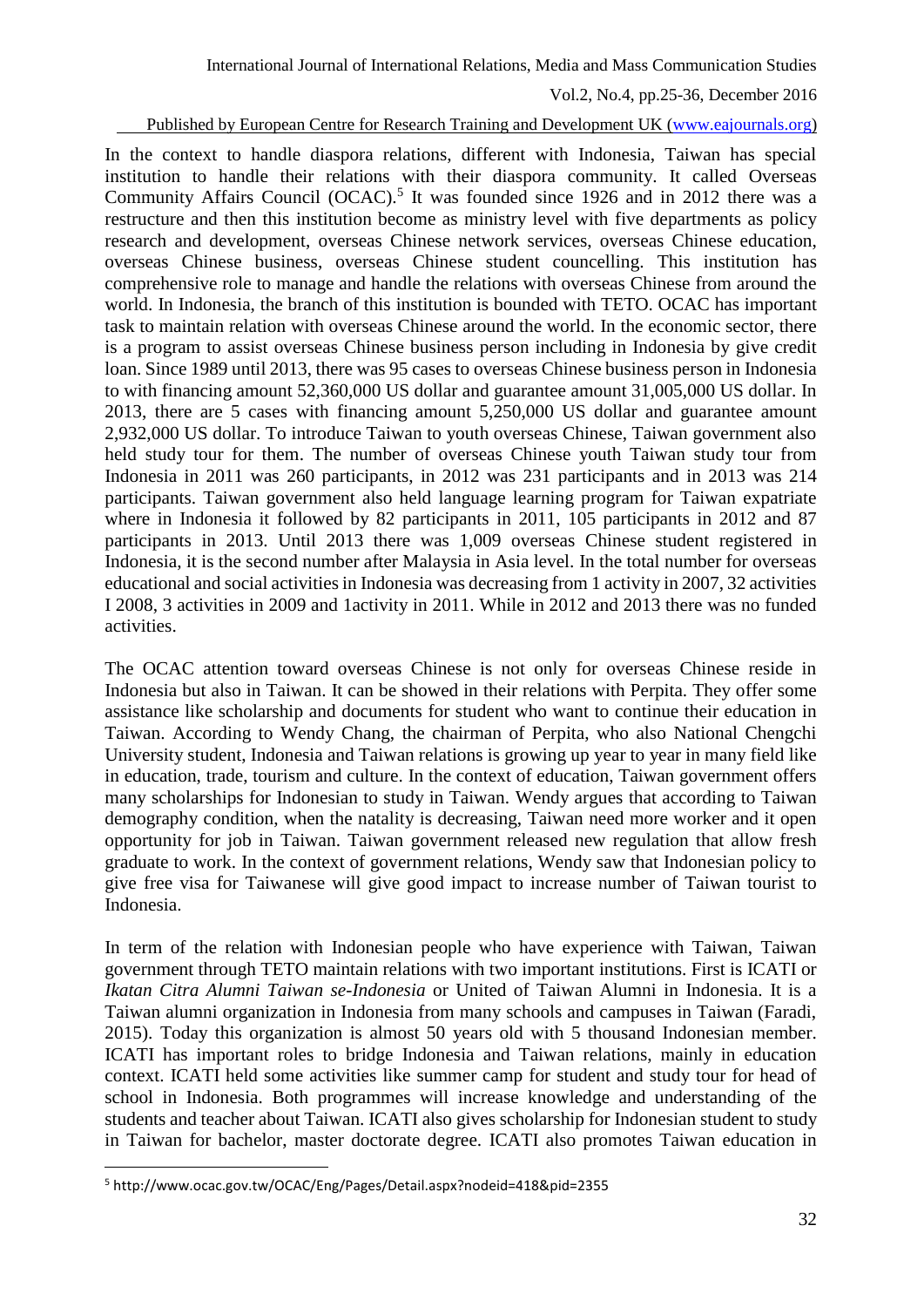In the context to handle diaspora relations, different with Indonesia, Taiwan has special institution to handle their relations with their diaspora community. It called Overseas Community Affairs Council (OCAC).[5] It was founded since 1926 and in 2012 there was a restructure and then this institution become as ministry level with five departments as policy research and development, overseas Chinese network services, overseas Chinese education, overseas Chinese business, overseas Chinese student councelling. This institution has comprehensive role to manage and handle the relations with overseas Chinese from around the world. In Indonesia, the branch of this institution is bounded with TETO. OCAC has important task to maintain relation with overseas Chinese around the world. In the economic sector, there is a program to assist overseas Chinese business person including in Indonesia by give credit loan. Since 1989 until 2013, there was 95 cases to overseas Chinese business person in Indonesia to with financing amount 52,360,000 US dollar and guarantee amount 31,005,000 US dollar. In 2013, there are 5 cases with financing amount 5,250,000 US dollar and guarantee amount 2,932,000 US dollar. To introduce Taiwan to youth overseas Chinese, Taiwan government also held study tour for them. The number of overseas Chinese youth Taiwan study tour from Indonesia in 2011 was 260 participants, in 2012 was 231 participants and in 2013 was 214 participants. Taiwan government also held language learning program for Taiwan expatriate where in Indonesia it followed by 82 participants in 2011, 105 participants in 2012 and 87 participants in 2013. Until 2013 there was 1,009 overseas Chinese student registered in Indonesia, it is the second number after Malaysia in Asia level. In the total number for overseas educational and social activities in Indonesia was decreasing from 1 activity in 2007, 32 activities I 2008, 3 activities in 2009 and 1activity in 2011. While in 2012 and 2013 there was no funded activities.

The OCAC attention toward overseas Chinese is not only for overseas Chinese reside in Indonesia but also in Taiwan. It can be showed in their relations with Perpita. They offer some assistance like scholarship and documents for student who want to continue their education in Taiwan. According to Wendy Chang, the chairman of Perpita, who also National Chengchi University student, Indonesia and Taiwan relations is growing up year to year in many field like in education, trade, tourism and culture. In the context of education, Taiwan government offers many scholarships for Indonesian to study in Taiwan. Wendy argues that according to Taiwan demography condition, when the natality is decreasing, Taiwan need more worker and it open opportunity for job in Taiwan. Taiwan government released new regulation that allow fresh graduate to work. In the context of government relations, Wendy saw that Indonesian policy to give free visa for Taiwanese will give good impact to increase number of Taiwan tourist to Indonesia.

In term of the relation with Indonesian people who have experience with Taiwan, Taiwan government through TETO maintain relations with two important institutions. First is ICATI or *Ikatan Citra Alumni Taiwan se-Indonesia* or United of Taiwan Alumni in Indonesia. It is a Taiwan alumni organization in Indonesia from many schools and campuses in Taiwan (Faradi, 2015). Today this organization is almost 50 years old with 5 thousand Indonesian member. ICATI has important roles to bridge Indonesia and Taiwan relations, mainly in education context. ICATI held some activities like summer camp for student and study tour for head of school in Indonesia. Both programmes will increase knowledge and understanding of the students and teacher about Taiwan. ICATI also gives scholarship for Indonesian student to study in Taiwan for bachelor, master doctorate degree. ICATI also promotes Taiwan education in

[5] http://www.ocac.gov.tw/OCAC/Eng/Pages/Detail.aspx?nodeid=418&pid=2355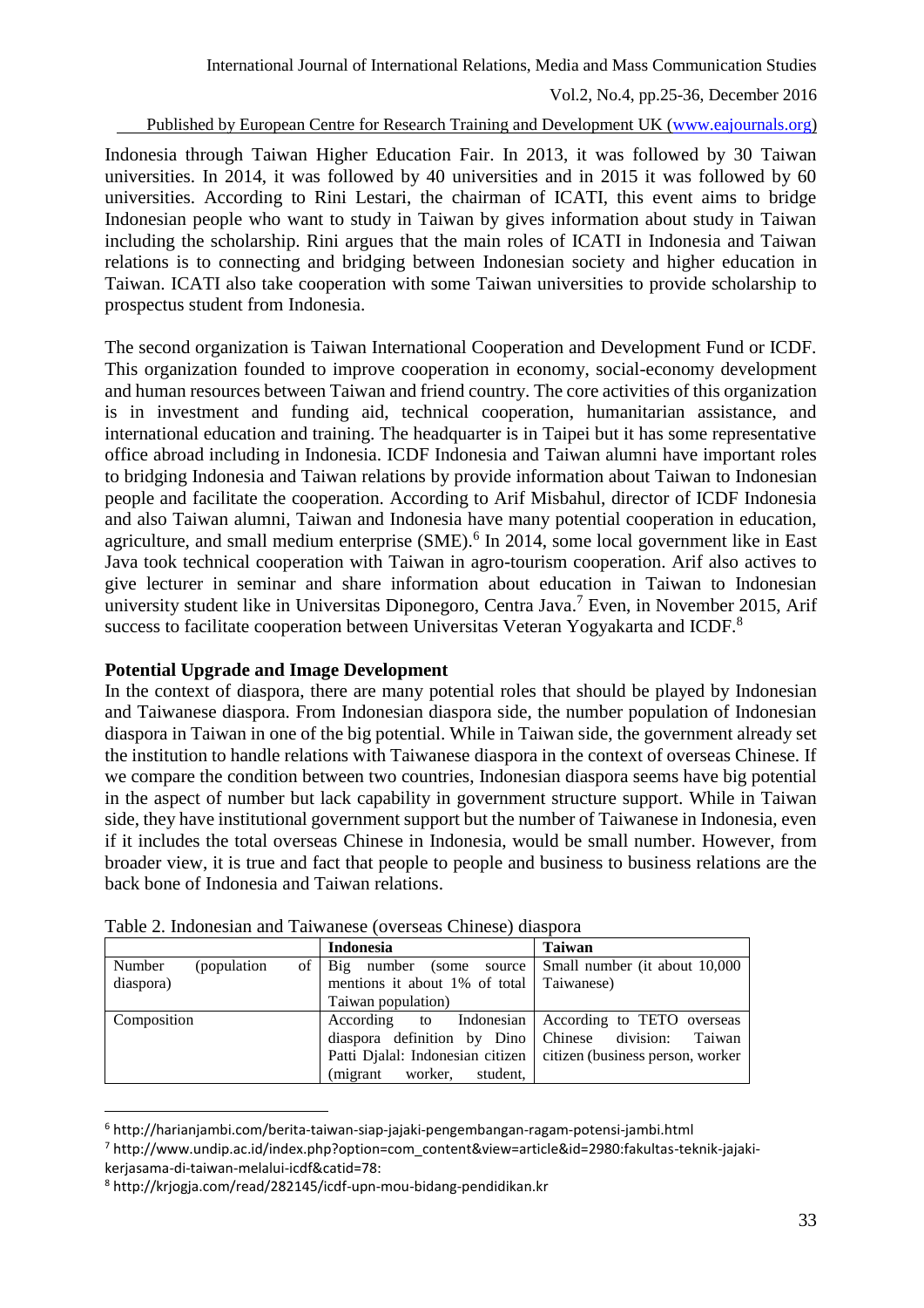Indonesia through Taiwan Higher Education Fair. In 2013, it was followed by 30 Taiwan universities. In 2014, it was followed by 40 universities and in 2015 it was followed by 60 universities. According to Rini Lestari, the chairman of ICATI, this event aims to bridge Indonesian people who want to study in Taiwan by gives information about study in Taiwan including the scholarship. Rini argues that the main roles of ICATI in Indonesia and Taiwan relations is to connecting and bridging between Indonesian society and higher education in Taiwan. ICATI also take cooperation with some Taiwan universities to provide scholarship to prospectus student from Indonesia.

The second organization is Taiwan International Cooperation and Development Fund or ICDF. This organization founded to improve cooperation in economy, social-economy development and human resources between Taiwan and friend country. The core activities of this organization is in investment and funding aid, technical cooperation, humanitarian assistance, and international education and training. The headquarter is in Taipei but it has some representative office abroad including in Indonesia. ICDF Indonesia and Taiwan alumni have important roles to bridging Indonesia and Taiwan relations by provide information about Taiwan to Indonesian people and facilitate the cooperation. According to Arif Misbahul, director of ICDF Indonesia and also Taiwan alumni, Taiwan and Indonesia have many potential cooperation in education, agriculture, and small medium enterprise (SME).[6] In 2014, some local government like in East Java took technical cooperation with Taiwan in agro-tourism cooperation. Arif also actives to give lecturer in seminar and share information about education in Taiwan to Indonesian university student like in Universitas Diponegoro, Centra Java.[7] Even, in November 2015, Arif success to facilitate cooperation between Universitas Veteran Yogyakarta and ICDF.[8]

**Potential Upgrade and Image Development**

In the context of diaspora, there are many potential roles that should be played by Indonesian and Taiwanese diaspora. From Indonesian diaspora side, the number population of Indonesian diaspora in Taiwan in one of the big potential. While in Taiwan side, the government already set the institution to handle relations with Taiwanese diaspora in the context of overseas Chinese. If we compare the condition between two countries, Indonesian diaspora seems have big potential in the aspect of number but lack capability in government structure support. While in Taiwan side, they have institutional government support but the number of Taiwanese in Indonesia, even if it includes the total overseas Chinese in Indonesia, would be small number. However, from broader view, it is true and fact that people to people and business to business relations are the back bone of Indonesia and Taiwan relations.

Table 2. Indonesian and Taiwanese (overseas Chinese) diaspora

| | **Indonesia** | **Taiwan** |
|---|---|---|
| Number (population of diaspora) | Big number (some source mentions it about 1% of total Taiwan population) | Small number (it about 10,000 Taiwanese) |
| Composition | According to Indonesian diaspora definition by Dino Patti Djalal: Indonesian citizen (migrant worker, student, | According to TETO overseas Chinese division: Taiwan citizen (business person, worker |

[6] http://harianjambi.com/berita-taiwan-siap-jajaki-pengembangan-ragam-potensi-jambi.html

[7] http://www.undip.ac.id/index.php?option=com_content&view=article&id=2980:fakultas-teknik-jajaki-kerjasama-di-taiwan-melalui-icdf&catid=78:

[8] http://krjogja.com/read/282145/icdf-upn-mou-bidang-pendidikan.kr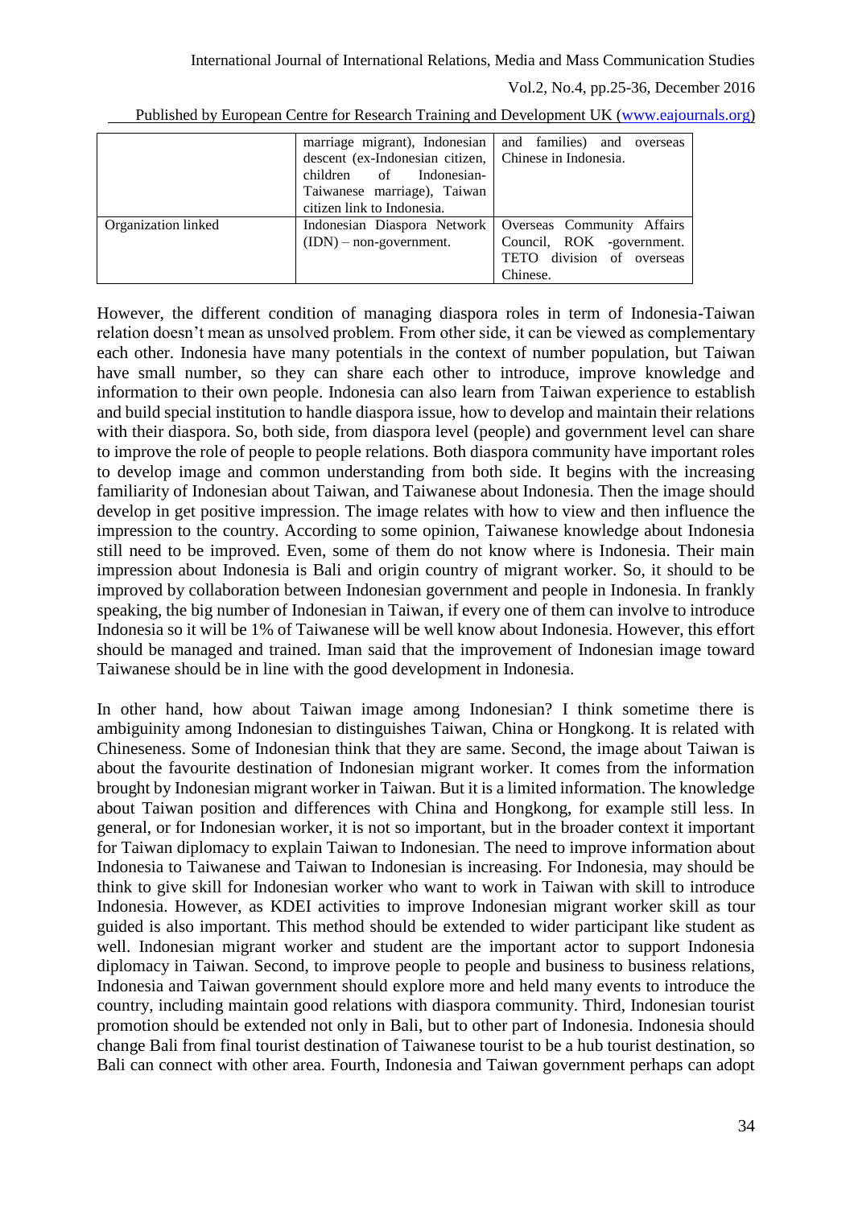|  | marriage migrant), Indonesian descent (ex-Indonesian citizen, children of Indonesian-Taiwanese marriage), Taiwan citizen link to Indonesia. | and families) and overseas Chinese in Indonesia. |
|---|---|---|
| Organization linked | Indonesian Diaspora Network (IDN) – non-government. | Overseas Community Affairs Council, ROK -government. TETO division of overseas Chinese. |

However, the different condition of managing diaspora roles in term of Indonesia-Taiwan relation doesn't mean as unsolved problem. From other side, it can be viewed as complementary each other. Indonesia have many potentials in the context of number population, but Taiwan have small number, so they can share each other to introduce, improve knowledge and information to their own people. Indonesia can also learn from Taiwan experience to establish and build special institution to handle diaspora issue, how to develop and maintain their relations with their diaspora. So, both side, from diaspora level (people) and government level can share to improve the role of people to people relations. Both diaspora community have important roles to develop image and common understanding from both side. It begins with the increasing familiarity of Indonesian about Taiwan, and Taiwanese about Indonesia. Then the image should develop in get positive impression. The image relates with how to view and then influence the impression to the country. According to some opinion, Taiwanese knowledge about Indonesia still need to be improved. Even, some of them do not know where is Indonesia. Their main impression about Indonesia is Bali and origin country of migrant worker. So, it should to be improved by collaboration between Indonesian government and people in Indonesia. In frankly speaking, the big number of Indonesian in Taiwan, if every one of them can involve to introduce Indonesia so it will be 1% of Taiwanese will be well know about Indonesia. However, this effort should be managed and trained. Iman said that the improvement of Indonesian image toward Taiwanese should be in line with the good development in Indonesia.

In other hand, how about Taiwan image among Indonesian? I think sometime there is ambiguinity among Indonesian to distinguishes Taiwan, China or Hongkong. It is related with Chineseness. Some of Indonesian think that they are same. Second, the image about Taiwan is about the favourite destination of Indonesian migrant worker. It comes from the information brought by Indonesian migrant worker in Taiwan. But it is a limited information. The knowledge about Taiwan position and differences with China and Hongkong, for example still less. In general, or for Indonesian worker, it is not so important, but in the broader context it important for Taiwan diplomacy to explain Taiwan to Indonesian. The need to improve information about Indonesia to Taiwanese and Taiwan to Indonesian is increasing. For Indonesia, may should be think to give skill for Indonesian worker who want to work in Taiwan with skill to introduce Indonesia. However, as KDEI activities to improve Indonesian migrant worker skill as tour guided is also important. This method should be extended to wider participant like student as well. Indonesian migrant worker and student are the important actor to support Indonesia diplomacy in Taiwan. Second, to improve people to people and business to business relations, Indonesia and Taiwan government should explore more and held many events to introduce the country, including maintain good relations with diaspora community. Third, Indonesian tourist promotion should be extended not only in Bali, but to other part of Indonesia. Indonesia should change Bali from final tourist destination of Taiwanese tourist to be a hub tourist destination, so Bali can connect with other area. Fourth, Indonesia and Taiwan government perhaps can adopt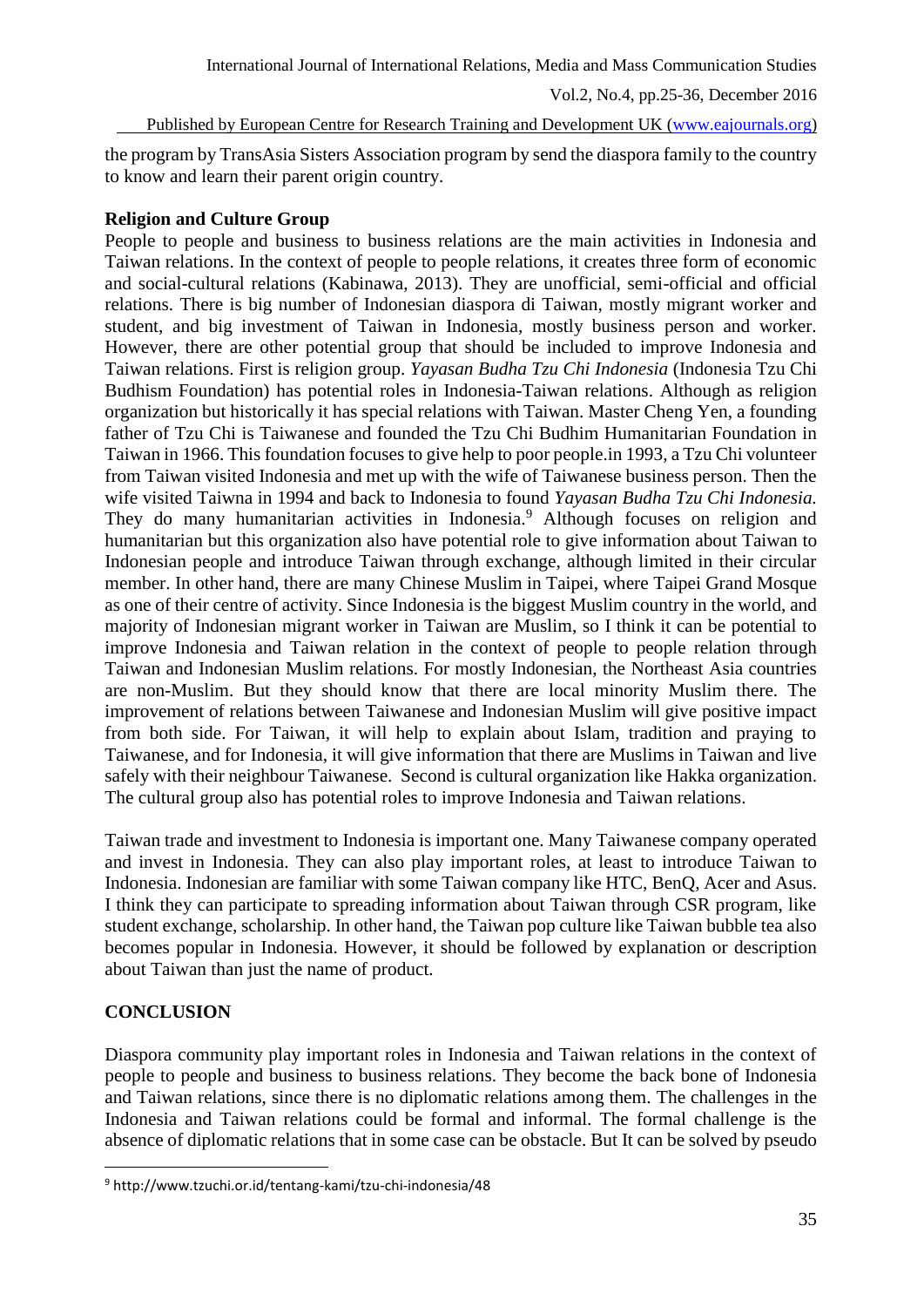the program by TransAsia Sisters Association program by send the diaspora family to the country to know and learn their parent origin country.

**Religion and Culture Group**

People to people and business to business relations are the main activities in Indonesia and Taiwan relations. In the context of people to people relations, it creates three form of economic and social-cultural relations (Kabinawa, 2013). They are unofficial, semi-official and official relations. There is big number of Indonesian diaspora di Taiwan, mostly migrant worker and student, and big investment of Taiwan in Indonesia, mostly business person and worker. However, there are other potential group that should be included to improve Indonesia and Taiwan relations. First is religion group. *Yayasan Budha Tzu Chi Indonesia* (Indonesia Tzu Chi Budhism Foundation) has potential roles in Indonesia-Taiwan relations. Although as religion organization but historically it has special relations with Taiwan. Master Cheng Yen, a founding father of Tzu Chi is Taiwanese and founded the Tzu Chi Budhim Humanitarian Foundation in Taiwan in 1966. This foundation focuses to give help to poor people.in 1993, a Tzu Chi volunteer from Taiwan visited Indonesia and met up with the wife of Taiwanese business person. Then the wife visited Taiwna in 1994 and back to Indonesia to found *Yayasan Budha Tzu Chi Indonesia.* They do many humanitarian activities in Indonesia.[9] Although focuses on religion and humanitarian but this organization also have potential role to give information about Taiwan to Indonesian people and introduce Taiwan through exchange, although limited in their circular member. In other hand, there are many Chinese Muslim in Taipei, where Taipei Grand Mosque as one of their centre of activity. Since Indonesia is the biggest Muslim country in the world, and majority of Indonesian migrant worker in Taiwan are Muslim, so I think it can be potential to improve Indonesia and Taiwan relation in the context of people to people relation through Taiwan and Indonesian Muslim relations. For mostly Indonesian, the Northeast Asia countries are non-Muslim. But they should know that there are local minority Muslim there. The improvement of relations between Taiwanese and Indonesian Muslim will give positive impact from both side. For Taiwan, it will help to explain about Islam, tradition and praying to Taiwanese, and for Indonesia, it will give information that there are Muslims in Taiwan and live safely with their neighbour Taiwanese. Second is cultural organization like Hakka organization. The cultural group also has potential roles to improve Indonesia and Taiwan relations.

Taiwan trade and investment to Indonesia is important one. Many Taiwanese company operated and invest in Indonesia. They can also play important roles, at least to introduce Taiwan to Indonesia. Indonesian are familiar with some Taiwan company like HTC, BenQ, Acer and Asus. I think they can participate to spreading information about Taiwan through CSR program, like student exchange, scholarship. In other hand, the Taiwan pop culture like Taiwan bubble tea also becomes popular in Indonesia. However, it should be followed by explanation or description about Taiwan than just the name of product.

## CONCLUSION

Diaspora community play important roles in Indonesia and Taiwan relations in the context of people to people and business to business relations. They become the back bone of Indonesia and Taiwan relations, since there is no diplomatic relations among them. The challenges in the Indonesia and Taiwan relations could be formal and informal. The formal challenge is the absence of diplomatic relations that in some case can be obstacle. But It can be solved by pseudo

[9] http://www.tzuchi.or.id/tentang-kami/tzu-chi-indonesia/48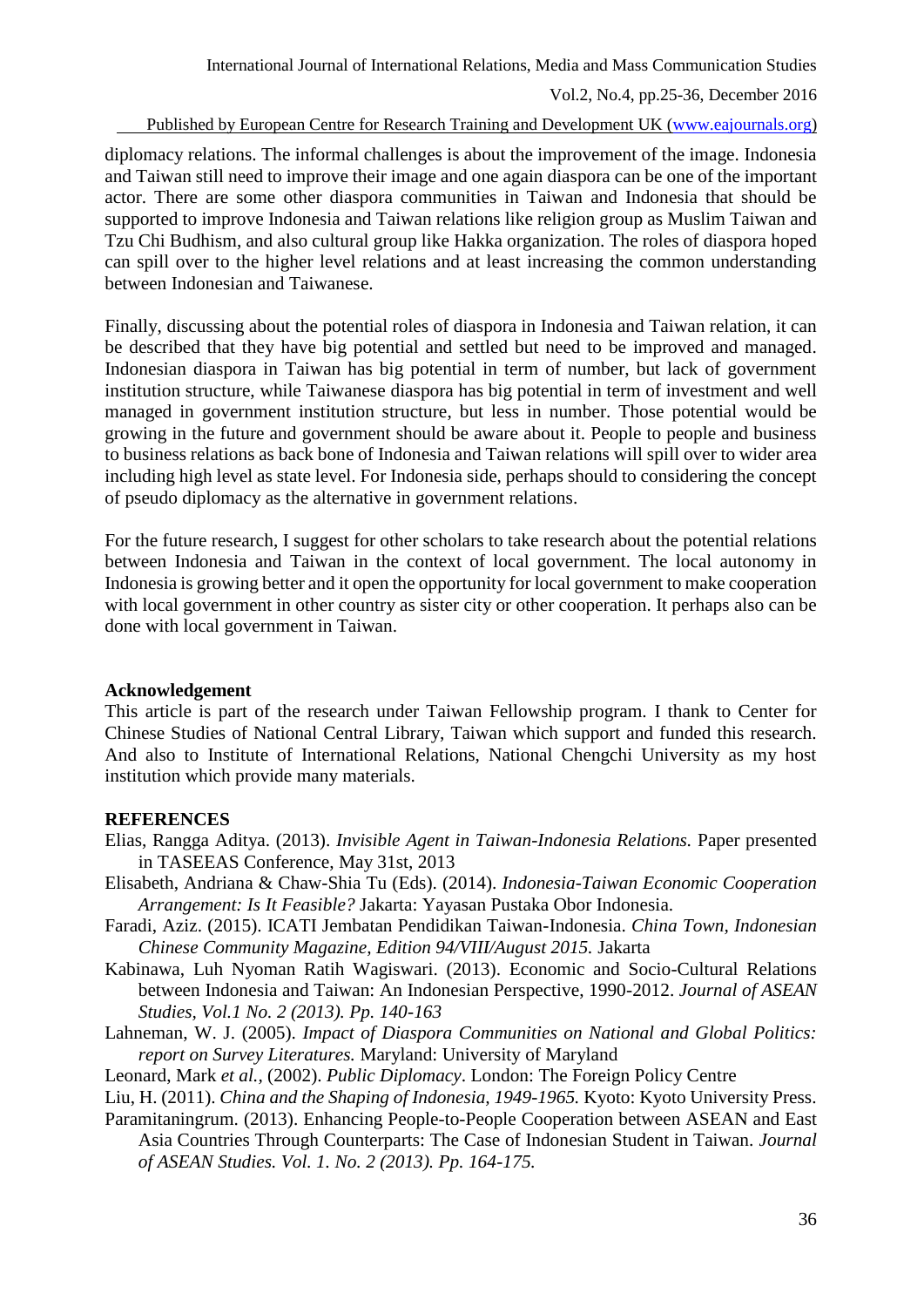diplomacy relations. The informal challenges is about the improvement of the image. Indonesia and Taiwan still need to improve their image and one again diaspora can be one of the important actor. There are some other diaspora communities in Taiwan and Indonesia that should be supported to improve Indonesia and Taiwan relations like religion group as Muslim Taiwan and Tzu Chi Budhism, and also cultural group like Hakka organization. The roles of diaspora hoped can spill over to the higher level relations and at least increasing the common understanding between Indonesian and Taiwanese.

Finally, discussing about the potential roles of diaspora in Indonesia and Taiwan relation, it can be described that they have big potential and settled but need to be improved and managed. Indonesian diaspora in Taiwan has big potential in term of number, but lack of government institution structure, while Taiwanese diaspora has big potential in term of investment and well managed in government institution structure, but less in number. Those potential would be growing in the future and government should be aware about it. People to people and business to business relations as back bone of Indonesia and Taiwan relations will spill over to wider area including high level as state level. For Indonesia side, perhaps should to considering the concept of pseudo diplomacy as the alternative in government relations.

For the future research, I suggest for other scholars to take research about the potential relations between Indonesia and Taiwan in the context of local government. The local autonomy in Indonesia is growing better and it open the opportunity for local government to make cooperation with local government in other country as sister city or other cooperation. It perhaps also can be done with local government in Taiwan.

**Acknowledgement**

This article is part of the research under Taiwan Fellowship program. I thank to Center for Chinese Studies of National Central Library, Taiwan which support and funded this research. And also to Institute of International Relations, National Chengchi University as my host institution which provide many materials.

**REFERENCES**

Elias, Rangga Aditya. (2013). *Invisible Agent in Taiwan-Indonesia Relations.* Paper presented in TASEEAS Conference, May 31st, 2013

Elisabeth, Andriana & Chaw-Shia Tu (Eds). (2014). *Indonesia-Taiwan Economic Cooperation Arrangement: Is It Feasible?* Jakarta: Yayasan Pustaka Obor Indonesia.

Faradi, Aziz. (2015). ICATI Jembatan Pendidikan Taiwan-Indonesia. *China Town, Indonesian Chinese Community Magazine, Edition 94/VIII/August 2015.* Jakarta

Kabinawa, Luh Nyoman Ratih Wagiswari. (2013). Economic and Socio-Cultural Relations between Indonesia and Taiwan: An Indonesian Perspective, 1990-2012. *Journal of ASEAN Studies, Vol.1 No. 2 (2013). Pp. 140-163*

Lahneman, W. J. (2005). *Impact of Diaspora Communities on National and Global Politics: report on Survey Literatures.* Maryland: University of Maryland

Leonard, Mark *et al.*, (2002). *Public Diplomacy*. London: The Foreign Policy Centre

Liu, H. (2011). *China and the Shaping of Indonesia, 1949-1965.* Kyoto: Kyoto University Press.

Paramitaningrum. (2013). Enhancing People-to-People Cooperation between ASEAN and East Asia Countries Through Counterparts: The Case of Indonesian Student in Taiwan. *Journal of ASEAN Studies. Vol. 1. No. 2 (2013). Pp. 164-175.*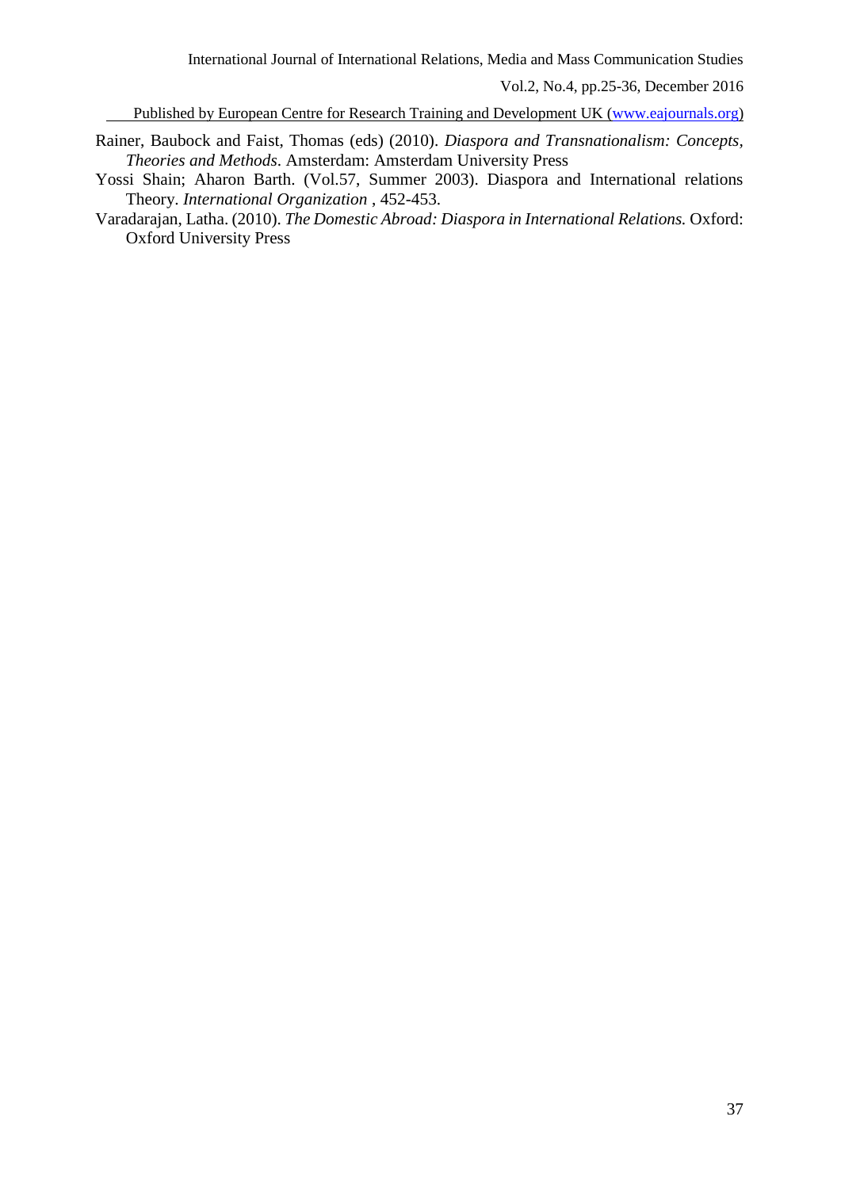Rainer, Baubock and Faist, Thomas (eds) (2010). *Diaspora and Transnationalism: Concepts, Theories and Methods*. Amsterdam: Amsterdam University Press

Yossi Shain; Aharon Barth. (Vol.57, Summer 2003). Diaspora and International relations Theory. *International Organization* , 452-453.

Varadarajan, Latha. (2010). *The Domestic Abroad: Diaspora in International Relations.* Oxford: Oxford University Press